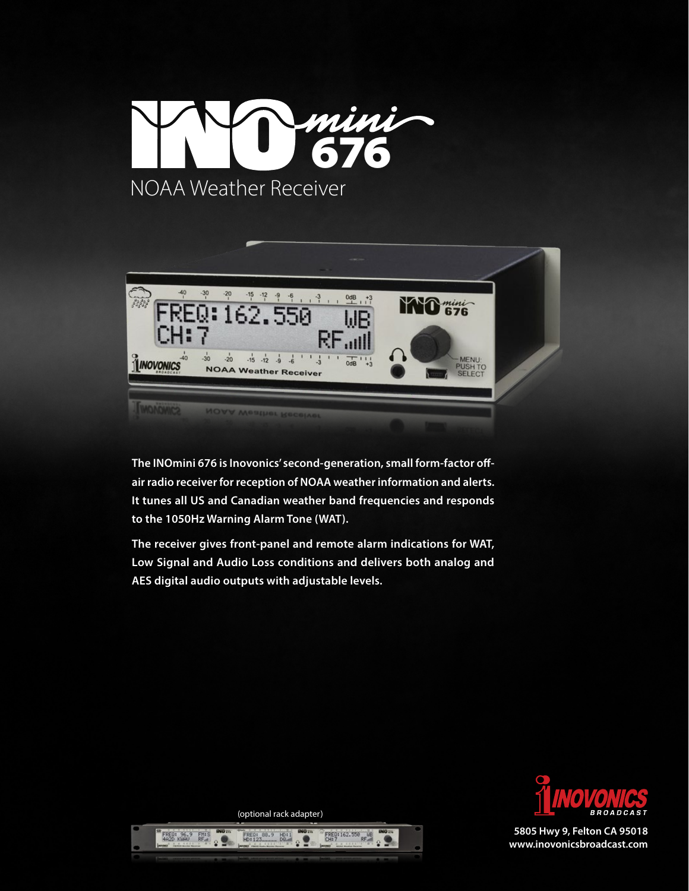# INOmini 676

## NOAA Weather Receiver

**The INOmini 676 is Inovonics' second-generation, small form-factor off-air radio receiver for reception of NOAA weather information and alerts. It tunes all US and Canadian weather band frequencies and responds to the 1050Hz Warning Alarm Tone (WAT).**

**The receiver gives front-panel and remote alarm indications for WAT, Low Signal and Audio Loss conditions and delivers both analog and AES digital audio outputs with adjustable levels.**

(optional rack adapter)

INOVONICS BROADCAST

**5805 Hwy 9, Felton CA 95018**
**www.inovonicsbroadcast.com**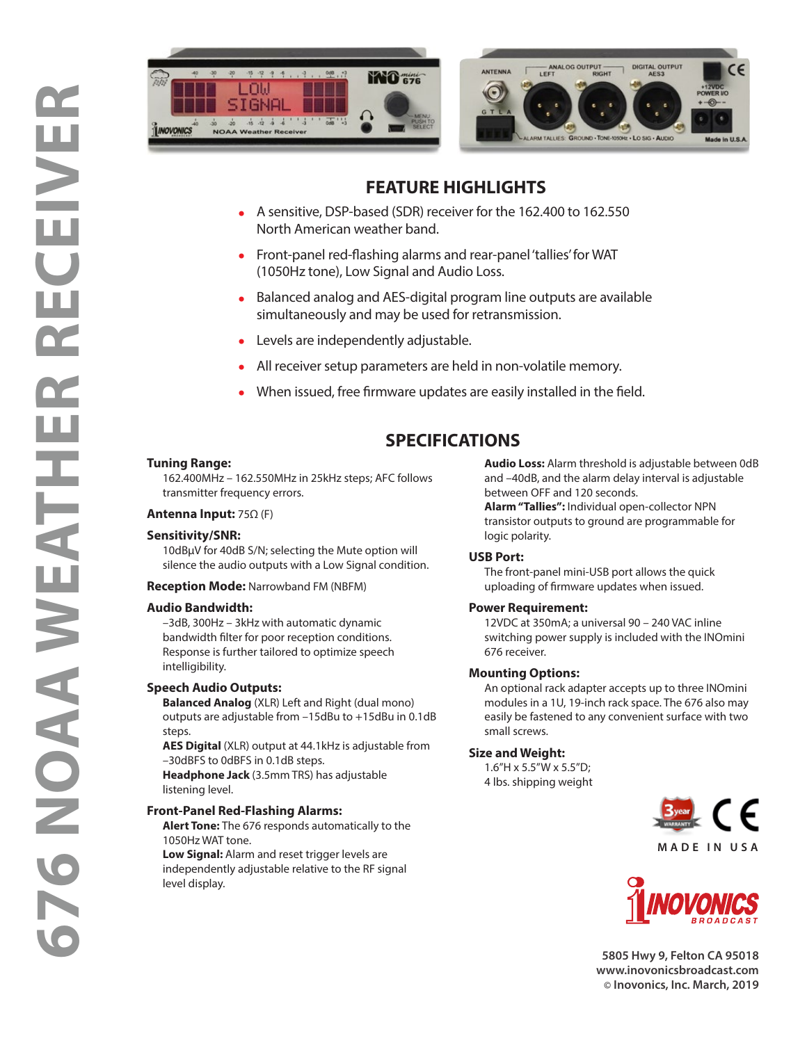# 676 NOAA WEATHER RECEIVER

## FEATURE HIGHLIGHTS

- A sensitive, DSP-based (SDR) receiver for the 162.400 to 162.550 North American weather band.
- Front-panel red-flashing alarms and rear-panel 'tallies' for WAT (1050Hz tone), Low Signal and Audio Loss.
- Balanced analog and AES-digital program line outputs are available simultaneously and may be used for retransmission.
- Levels are independently adjustable.
- All receiver setup parameters are held in non-volatile memory.
- When issued, free firmware updates are easily installed in the field.

## SPECIFICATIONS

**Tuning Range:**
162.400MHz – 162.550MHz in 25kHz steps; AFC follows transmitter frequency errors.

**Antenna Input:** 75Ω (F)

**Sensitivity/SNR:**
10dBμV for 40dB S/N; selecting the Mute option will silence the audio outputs with a Low Signal condition.

**Reception Mode:** Narrowband FM (NBFM)

**Audio Bandwidth:**
–3dB, 300Hz – 3kHz with automatic dynamic bandwidth filter for poor reception conditions. Response is further tailored to optimize speech intelligibility.

**Speech Audio Outputs:**
**Balanced Analog** (XLR) Left and Right (dual mono) outputs are adjustable from –15dBu to +15dBu in 0.1dB steps.
**AES Digital** (XLR) output at 44.1kHz is adjustable from –30dBFS to 0dBFS in 0.1dB steps.
**Headphone Jack** (3.5mm TRS) has adjustable listening level.

**Front-Panel Red-Flashing Alarms:**
**Alert Tone:** The 676 responds automatically to the 1050Hz WAT tone.
**Low Signal:** Alarm and reset trigger levels are independently adjustable relative to the RF signal level display.
**Audio Loss:** Alarm threshold is adjustable between 0dB and –40dB, and the alarm delay interval is adjustable between OFF and 120 seconds.
**Alarm "Tallies":** Individual open-collector NPN transistor outputs to ground are programmable for logic polarity.

**USB Port:**
The front-panel mini-USB port allows the quick uploading of firmware updates when issued.

**Power Requirement:**
12VDC at 350mA; a universal 90 – 240 VAC inline switching power supply is included with the INOmini 676 receiver.

**Mounting Options:**
An optional rack adapter accepts up to three INOmini modules in a 1U, 19-inch rack space. The 676 also may easily be fastened to any convenient surface with two small screws.

**Size and Weight:**
1.6"H x 5.5"W x 5.5"D;
4 lbs. shipping weight

3year WARRANTY

MADE IN USA

INOVONICS BROADCAST

5805 Hwy 9, Felton CA 95018
www.inovonicsbroadcast.com
© Inovonics, Inc. March, 2019